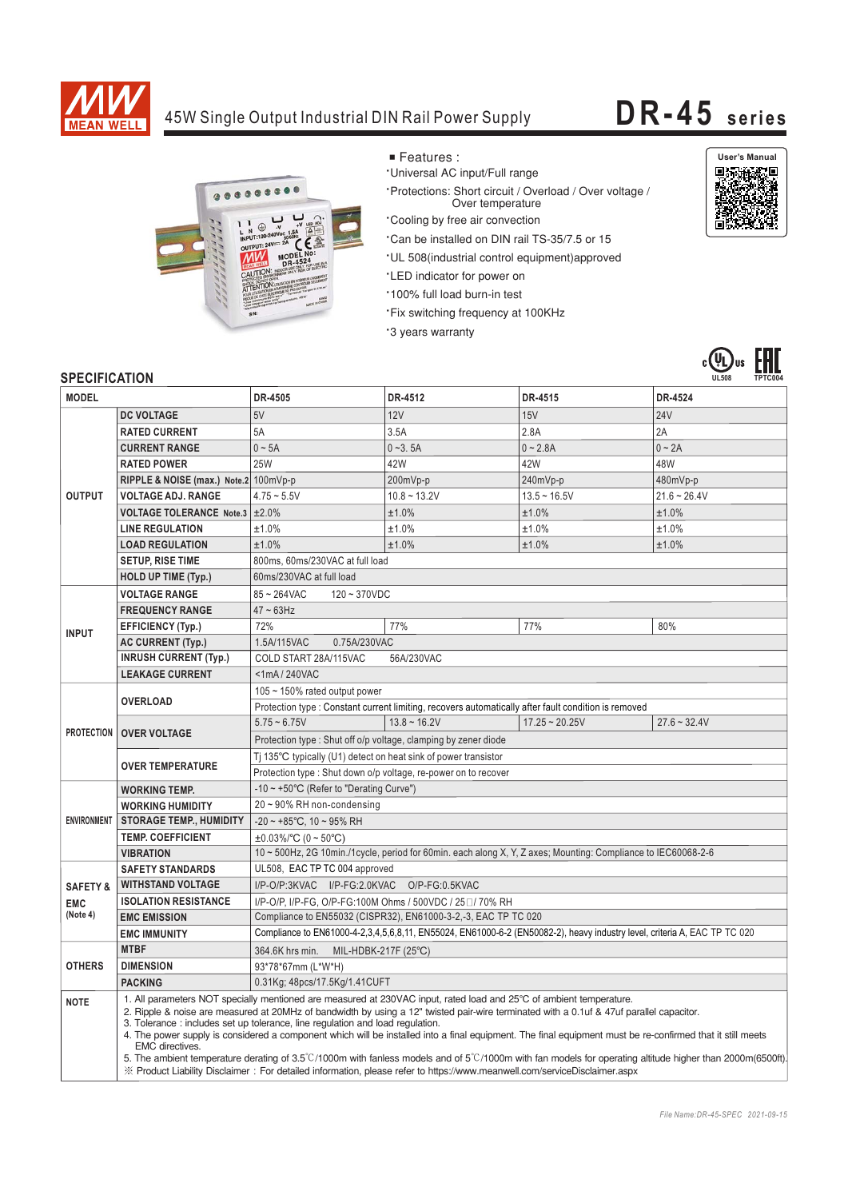# 45W Single Output Industrial DIN Rail Power Supply

## DR-45 series

■ Features :

- Universal AC input/Full range
- Protections: Short circuit / Overload / Over voltage / Over temperature
- Cooling by free air convection
- Can be installed on DIN rail TS-35/7.5 or 15
- UL 508(industrial control equipment)approved
- LED indicator for power on
- 100% full load burn-in test
- Fix switching frequency at 100KHz
- 3 years warranty

User's Manual

UL508 TPTC004

## SPECIFICATION

| MODEL | | DR-4505 | DR-4512 | DR-4515 | DR-4524 |
|---|---|---|---|---|---|
| OUTPUT | DC VOLTAGE | 5V | 12V | 15V | 24V |
| | RATED CURRENT | 5A | 3.5A | 2.8A | 2A |
| | CURRENT RANGE | 0 ~ 5A | 0 ~3. 5A | 0 ~ 2.8A | 0 ~ 2A |
| | RATED POWER | 25W | 42W | 42W | 48W |
| | RIPPLE & NOISE (max.) Note.2 | 100mVp-p | 200mVp-p | 240mVp-p | 480mVp-p |
| | VOLTAGE ADJ. RANGE | 4.75 ~ 5.5V | 10.8 ~ 13.2V | 13.5 ~ 16.5V | 21.6 ~ 26.4V |
| | VOLTAGE TOLERANCE Note.3 | ±2.0% | ±1.0% | ±1.0% | ±1.0% |
| | LINE REGULATION | ±1.0% | ±1.0% | ±1.0% | ±1.0% |
| | LOAD REGULATION | ±1.0% | ±1.0% | ±1.0% | ±1.0% |
| | SETUP, RISE TIME | 800ms, 60ms/230VAC at full load | | | |
| | HOLD UP TIME (Typ.) | 60ms/230VAC at full load | | | |
| INPUT | VOLTAGE RANGE | 85 ~ 264VAC 120 ~ 370VDC | | | |
| | FREQUENCY RANGE | 47 ~ 63Hz | | | |
| | EFFICIENCY (Typ.) | 72% | 77% | 77% | 80% |
| | AC CURRENT (Typ.) | 1.5A/115VAC 0.75A/230VAC | | | |
| | INRUSH CURRENT (Typ.) | COLD START 28A/115VAC 56A/230VAC | | | |
| | LEAKAGE CURRENT | <1mA / 240VAC | | | |
| PROTECTION | OVERLOAD | 105 ~ 150% rated output power | | | |
| | | Protection type : Constant current limiting, recovers automatically after fault condition is removed | | | |
| | OVER VOLTAGE | 5.75 ~ 6.75V | 13.8 ~ 16.2V | 17.25 ~ 20.25V | 27.6 ~ 32.4V |
| | | Protection type : Shut off o/p voltage, clamping by zener diode | | | |
| | OVER TEMPERATURE | Tj 135℃ typically (U1) detect on heat sink of power transistor | | | |
| | | Protection type : Shut down o/p voltage, re-power on to recover | | | |
| ENVIRONMENT | WORKING TEMP. | -10 ~ +50℃ (Refer to "Derating Curve") | | | |
| | WORKING HUMIDITY | 20 ~ 90% RH non-condensing | | | |
| | STORAGE TEMP., HUMIDITY | -20 ~ +85℃, 10 ~ 95% RH | | | |
| | TEMP. COEFFICIENT | ±0.03%/℃ (0 ~ 50℃) | | | |
| | VIBRATION | 10 ~ 500Hz, 2G 10min./1cycle, period for 60min. each along X, Y, Z axes; Mounting: Compliance to IEC60068-2-6 | | | |
| SAFETY & EMC (Note 4) | SAFETY STANDARDS | UL508, EAC TP TC 004 approved | | | |
| | WITHSTAND VOLTAGE | I/P-O/P:3KVAC I/P-FG:2.0KVAC O/P-FG:0.5KVAC | | | |
| | ISOLATION RESISTANCE | I/P-O/P, I/P-FG, O/P-FG:100M Ohms / 500VDC / 25℃/ 70% RH | | | |
| | EMC EMISSION | Compliance to EN55032 (CISPR32), EN61000-3-2,-3, EAC TP TC 020 | | | |
| | EMC IMMUNITY | Compliance to EN61000-4-2,3,4,5,6,8,11, EN55024, EN61000-6-2 (EN50082-2), heavy industry level, criteria A, EAC TP TC 020 | | | |
| OTHERS | MTBF | 364.6K hrs min. MIL-HDBK-217F (25℃) | | | |
| | DIMENSION | 93*78*67mm (L*W*H) | | | |
| | PACKING | 0.31Kg; 48pcs/17.5Kg/1.41CUFT | | | |

**NOTE**

1. All parameters NOT specially mentioned are measured at 230VAC input, rated load and 25℃ of ambient temperature.
2. Ripple & noise are measured at 20MHz of bandwidth by using a 12" twisted pair-wire terminated with a 0.1uf & 47uf parallel capacitor.
3. Tolerance : includes set up tolerance, line regulation and load regulation.
4. The power supply is considered a component which will be installed into a final equipment. The final equipment must be re-confirmed that it still meets EMC directives.
5. The ambient temperature derating of 3.5℃/1000m with fanless models and of 5℃/1000m with fan models for operating altitude higher than 2000m(6500ft).

※ Product Liability Disclaimer : For detailed information, please refer to https://www.meanwell.com/serviceDisclaimer.aspx

File Name:DR-45-SPEC 2021-09-15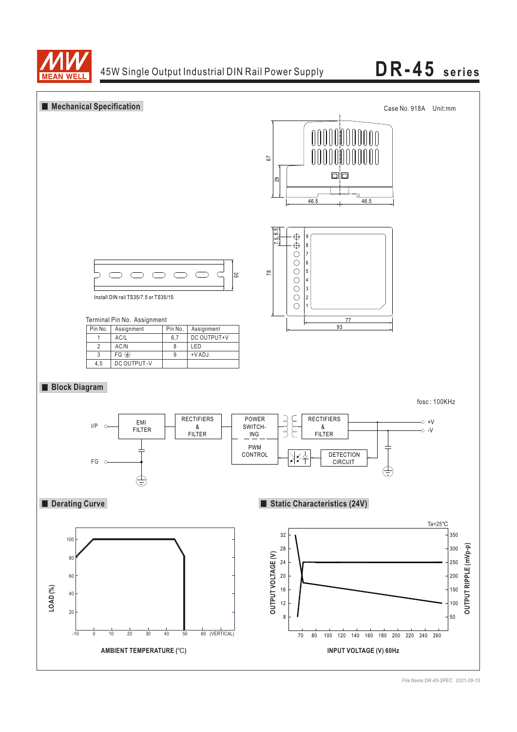## Mechanical Specification

Case No. 918A Unit:mm

67

29

46.5

46.5

7.5 8.5

78

9
8
7
6
5
4
3
2
1

77

93

35

Install DIN rail TS35/7.5 or TS35/15

Terminal Pin No. Assignment

| Pin No. | Assignment | Pin No. | Assignment |
|---|---|---|---|
| 1 | AC/L | 6,7 | DC OUTPUT+V |
| 2 | AC/N | 8 | LED |
| 3 | FG ⏚ | 9 | +V ADJ. |
| 4,5 | DC OUTPUT -V | | |

## Block Diagram

fosc : 100KHz

I/P

FG

EMI FILTER

RECTIFIERS & FILTER

POWER SWITCH-ING

PWM CONTROL

RECTIFIERS & FILTER

DETECTION CIRCUIT

+V

-V

## Derating Curve

LOAD (%)

100
80
60
40
20

-10 0 10 20 30 40 50 60 (VERTICAL)

AMBIENT TEMPERATURE (℃)

## Static Characteristics (24V)

Ta=25℃

OUTPUT VOLTAGE (V)

32
28
24
20
16
12
8

OUTPUT RIPPLE (mVp-p)

350
300
250
200
150
100
50

70 80 100 120 140 160 180 200 220 240 260

INPUT VOLTAGE (V) 60Hz

*File Name:DR-45-SPEC 2021-09-15*